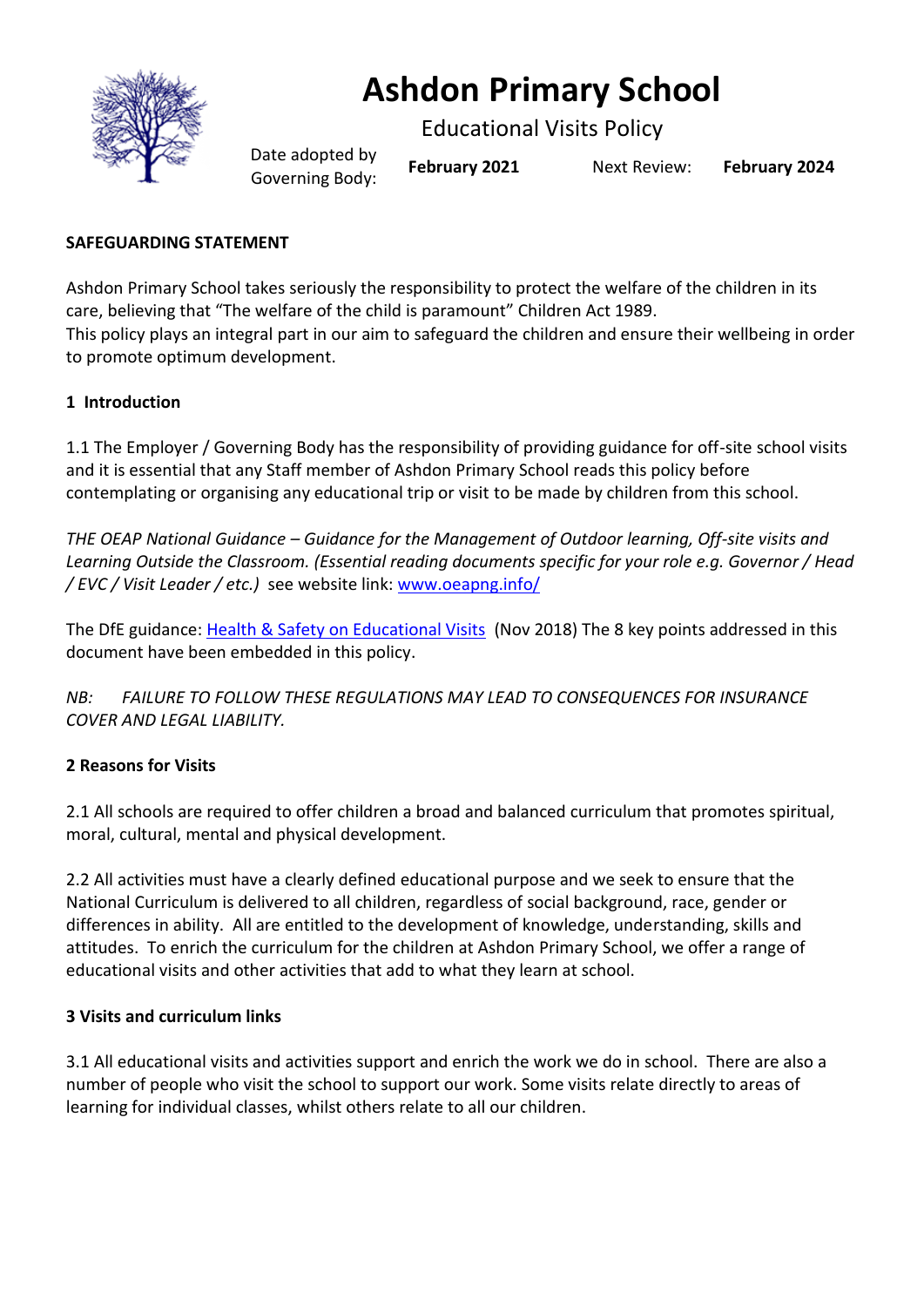# Ashdon Primary School

## Educational Visits Policy

Date adopted by Governing Body: **February 2021** Next Review: **February 2024**

**SAFEGUARDING STATEMENT**

Ashdon Primary School takes seriously the responsibility to protect the welfare of the children in its care, believing that "The welfare of the child is paramount" Children Act 1989.
This policy plays an integral part in our aim to safeguard the children and ensure their wellbeing in order to promote optimum development.

**1 Introduction**

1.1 The Employer / Governing Body has the responsibility of providing guidance for off-site school visits and it is essential that any Staff member of Ashdon Primary School reads this policy before contemplating or organising any educational trip or visit to be made by children from this school.

*THE OEAP National Guidance – Guidance for the Management of Outdoor learning, Off-site visits and Learning Outside the Classroom. (Essential reading documents specific for your role e.g. Governor / Head / EVC / Visit Leader / etc.)* see website link: [www.oeapng.info/](www.oeapng.info/)

The DfE guidance: [Health & Safety on Educational Visits](Health & Safety on Educational Visits) (Nov 2018) The 8 key points addressed in this document have been embedded in this policy.

*NB: FAILURE TO FOLLOW THESE REGULATIONS MAY LEAD TO CONSEQUENCES FOR INSURANCE COVER AND LEGAL LIABILITY.*

**2 Reasons for Visits**

2.1 All schools are required to offer children a broad and balanced curriculum that promotes spiritual, moral, cultural, mental and physical development.

2.2 All activities must have a clearly defined educational purpose and we seek to ensure that the National Curriculum is delivered to all children, regardless of social background, race, gender or differences in ability. All are entitled to the development of knowledge, understanding, skills and attitudes. To enrich the curriculum for the children at Ashdon Primary School, we offer a range of educational visits and other activities that add to what they learn at school.

**3 Visits and curriculum links**

3.1 All educational visits and activities support and enrich the work we do in school. There are also a number of people who visit the school to support our work. Some visits relate directly to areas of learning for individual classes, whilst others relate to all our children.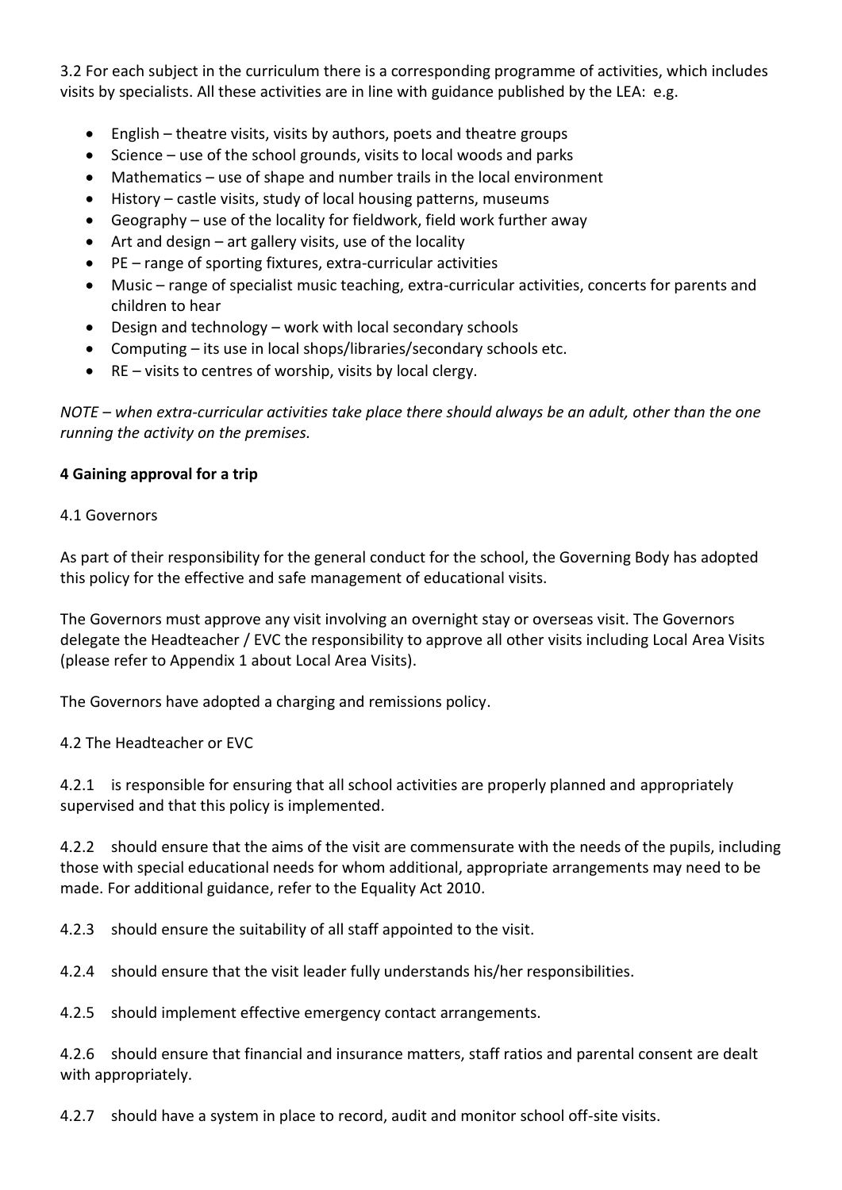3.2 For each subject in the curriculum there is a corresponding programme of activities, which includes visits by specialists. All these activities are in line with guidance published by the LEA: e.g.

- English – theatre visits, visits by authors, poets and theatre groups
- Science – use of the school grounds, visits to local woods and parks
- Mathematics – use of shape and number trails in the local environment
- History – castle visits, study of local housing patterns, museums
- Geography – use of the locality for fieldwork, field work further away
- Art and design – art gallery visits, use of the locality
- PE – range of sporting fixtures, extra-curricular activities
- Music – range of specialist music teaching, extra-curricular activities, concerts for parents and children to hear
- Design and technology – work with local secondary schools
- Computing – its use in local shops/libraries/secondary schools etc.
- RE – visits to centres of worship, visits by local clergy.

*NOTE – when extra-curricular activities take place there should always be an adult, other than the one running the activity on the premises.*

**4 Gaining approval for a trip**

4.1 Governors

As part of their responsibility for the general conduct for the school, the Governing Body has adopted this policy for the effective and safe management of educational visits.

The Governors must approve any visit involving an overnight stay or overseas visit. The Governors delegate the Headteacher / EVC the responsibility to approve all other visits including Local Area Visits (please refer to Appendix 1 about Local Area Visits).

The Governors have adopted a charging and remissions policy.

4.2 The Headteacher or EVC

4.2.1 is responsible for ensuring that all school activities are properly planned and appropriately supervised and that this policy is implemented.

4.2.2 should ensure that the aims of the visit are commensurate with the needs of the pupils, including those with special educational needs for whom additional, appropriate arrangements may need to be made. For additional guidance, refer to the Equality Act 2010.

4.2.3 should ensure the suitability of all staff appointed to the visit.

4.2.4 should ensure that the visit leader fully understands his/her responsibilities.

4.2.5 should implement effective emergency contact arrangements.

4.2.6 should ensure that financial and insurance matters, staff ratios and parental consent are dealt with appropriately.

4.2.7 should have a system in place to record, audit and monitor school off-site visits.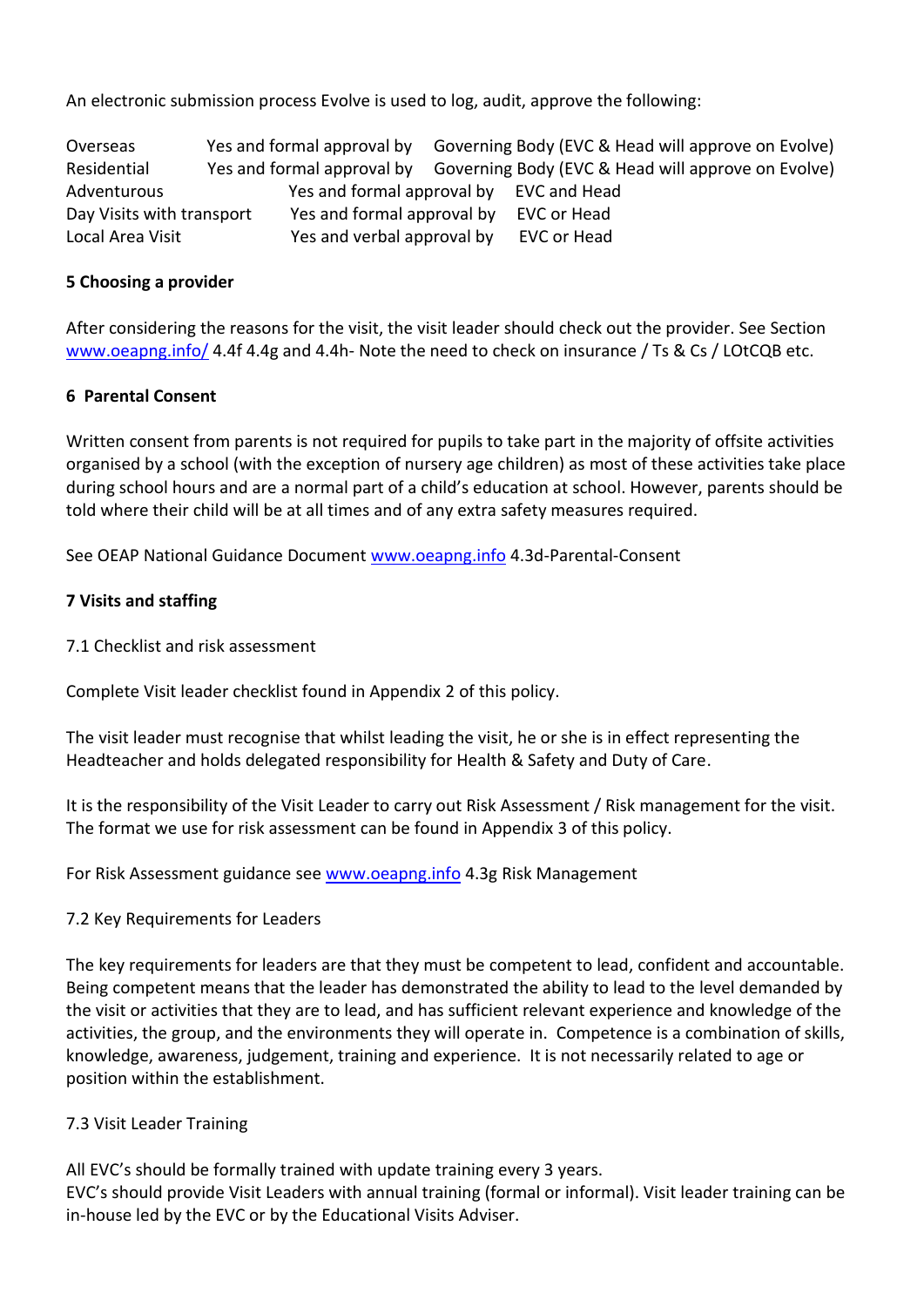An electronic submission process Evolve is used to log, audit, approve the following:

| | | |
|---|---|---|
| Overseas | Yes and formal approval by | Governing Body (EVC & Head will approve on Evolve) |
| Residential | Yes and formal approval by | Governing Body (EVC & Head will approve on Evolve) |
| Adventurous | Yes and formal approval by | EVC and Head |
| Day Visits with transport | Yes and formal approval by | EVC or Head |
| Local Area Visit | Yes and verbal approval by | EVC or Head |

**5 Choosing a provider**

After considering the reasons for the visit, the visit leader should check out the provider. See Section www.oeapng.info/ 4.4f 4.4g and 4.4h- Note the need to check on insurance / Ts & Cs / LOtCQB etc.

**6 Parental Consent**

Written consent from parents is not required for pupils to take part in the majority of offsite activities organised by a school (with the exception of nursery age children) as most of these activities take place during school hours and are a normal part of a child's education at school. However, parents should be told where their child will be at all times and of any extra safety measures required.

See OEAP National Guidance Document www.oeapng.info 4.3d-Parental-Consent

**7 Visits and staffing**

7.1 Checklist and risk assessment

Complete Visit leader checklist found in Appendix 2 of this policy.

The visit leader must recognise that whilst leading the visit, he or she is in effect representing the Headteacher and holds delegated responsibility for Health & Safety and Duty of Care.

It is the responsibility of the Visit Leader to carry out Risk Assessment / Risk management for the visit. The format we use for risk assessment can be found in Appendix 3 of this policy.

For Risk Assessment guidance see www.oeapng.info 4.3g Risk Management

7.2 Key Requirements for Leaders

The key requirements for leaders are that they must be competent to lead, confident and accountable. Being competent means that the leader has demonstrated the ability to lead to the level demanded by the visit or activities that they are to lead, and has sufficient relevant experience and knowledge of the activities, the group, and the environments they will operate in. Competence is a combination of skills, knowledge, awareness, judgement, training and experience. It is not necessarily related to age or position within the establishment.

7.3 Visit Leader Training

All EVC's should be formally trained with update training every 3 years.
EVC's should provide Visit Leaders with annual training (formal or informal). Visit leader training can be in-house led by the EVC or by the Educational Visits Adviser.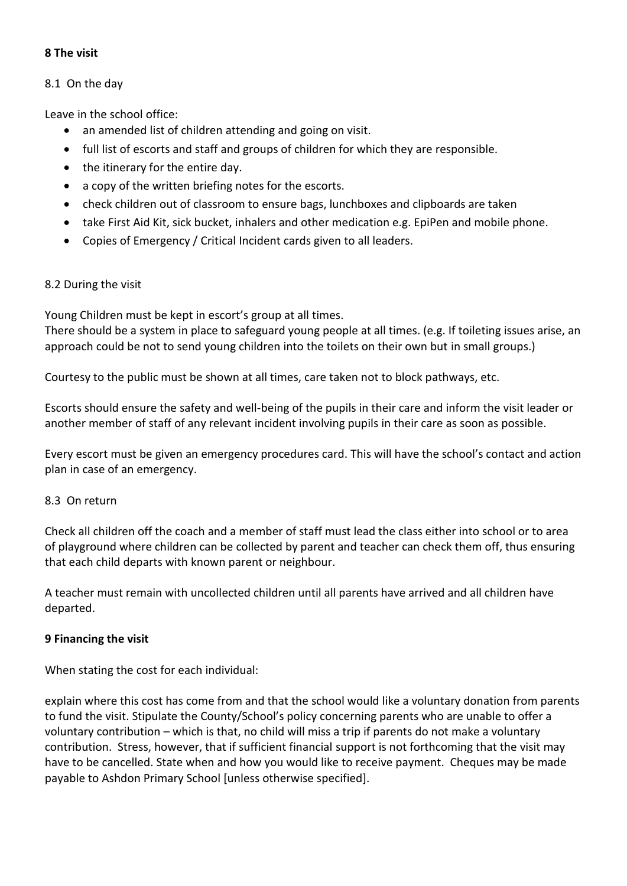**8 The visit**

8.1 On the day

Leave in the school office:

- an amended list of children attending and going on visit.
- full list of escorts and staff and groups of children for which they are responsible.
- the itinerary for the entire day.
- a copy of the written briefing notes for the escorts.
- check children out of classroom to ensure bags, lunchboxes and clipboards are taken
- take First Aid Kit, sick bucket, inhalers and other medication e.g. EpiPen and mobile phone.
- Copies of Emergency / Critical Incident cards given to all leaders.

8.2 During the visit

Young Children must be kept in escort's group at all times.
There should be a system in place to safeguard young people at all times. (e.g. If toileting issues arise, an approach could be not to send young children into the toilets on their own but in small groups.)

Courtesy to the public must be shown at all times, care taken not to block pathways, etc.

Escorts should ensure the safety and well-being of the pupils in their care and inform the visit leader or another member of staff of any relevant incident involving pupils in their care as soon as possible.

Every escort must be given an emergency procedures card. This will have the school's contact and action plan in case of an emergency.

8.3 On return

Check all children off the coach and a member of staff must lead the class either into school or to area of playground where children can be collected by parent and teacher can check them off, thus ensuring that each child departs with known parent or neighbour.

A teacher must remain with uncollected children until all parents have arrived and all children have departed.

**9 Financing the visit**

When stating the cost for each individual:

explain where this cost has come from and that the school would like a voluntary donation from parents to fund the visit. Stipulate the County/School's policy concerning parents who are unable to offer a voluntary contribution – which is that, no child will miss a trip if parents do not make a voluntary contribution. Stress, however, that if sufficient financial support is not forthcoming that the visit may have to be cancelled. State when and how you would like to receive payment. Cheques may be made payable to Ashdon Primary School [unless otherwise specified].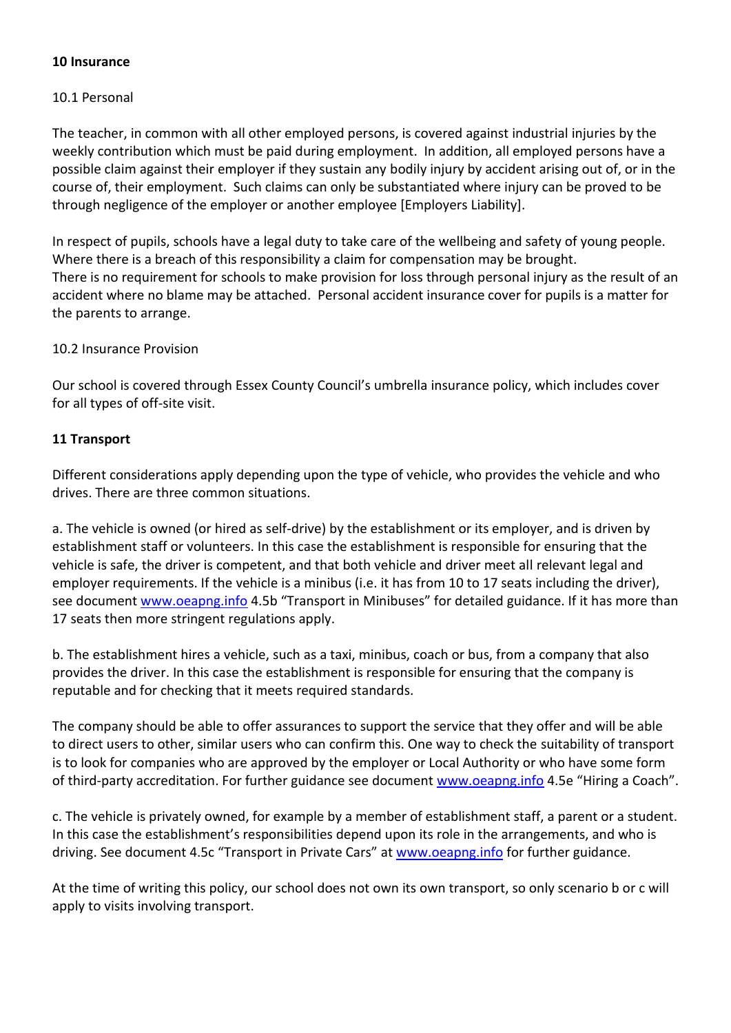## 10 Insurance

10.1 Personal

The teacher, in common with all other employed persons, is covered against industrial injuries by the weekly contribution which must be paid during employment. In addition, all employed persons have a possible claim against their employer if they sustain any bodily injury by accident arising out of, or in the course of, their employment. Such claims can only be substantiated where injury can be proved to be through negligence of the employer or another employee [Employers Liability].

In respect of pupils, schools have a legal duty to take care of the wellbeing and safety of young people. Where there is a breach of this responsibility a claim for compensation may be brought.
There is no requirement for schools to make provision for loss through personal injury as the result of an accident where no blame may be attached. Personal accident insurance cover for pupils is a matter for the parents to arrange.

10.2 Insurance Provision

Our school is covered through Essex County Council's umbrella insurance policy, which includes cover for all types of off-site visit.

## 11 Transport

Different considerations apply depending upon the type of vehicle, who provides the vehicle and who drives. There are three common situations.

a. The vehicle is owned (or hired as self-drive) by the establishment or its employer, and is driven by establishment staff or volunteers. In this case the establishment is responsible for ensuring that the vehicle is safe, the driver is competent, and that both vehicle and driver meet all relevant legal and employer requirements. If the vehicle is a minibus (i.e. it has from 10 to 17 seats including the driver), see document www.oeapng.info 4.5b "Transport in Minibuses" for detailed guidance. If it has more than 17 seats then more stringent regulations apply.

b. The establishment hires a vehicle, such as a taxi, minibus, coach or bus, from a company that also provides the driver. In this case the establishment is responsible for ensuring that the company is reputable and for checking that it meets required standards.

The company should be able to offer assurances to support the service that they offer and will be able to direct users to other, similar users who can confirm this. One way to check the suitability of transport is to look for companies who are approved by the employer or Local Authority or who have some form of third-party accreditation. For further guidance see document www.oeapng.info 4.5e "Hiring a Coach".

c. The vehicle is privately owned, for example by a member of establishment staff, a parent or a student. In this case the establishment's responsibilities depend upon its role in the arrangements, and who is driving. See document 4.5c "Transport in Private Cars" at www.oeapng.info for further guidance.

At the time of writing this policy, our school does not own its own transport, so only scenario b or c will apply to visits involving transport.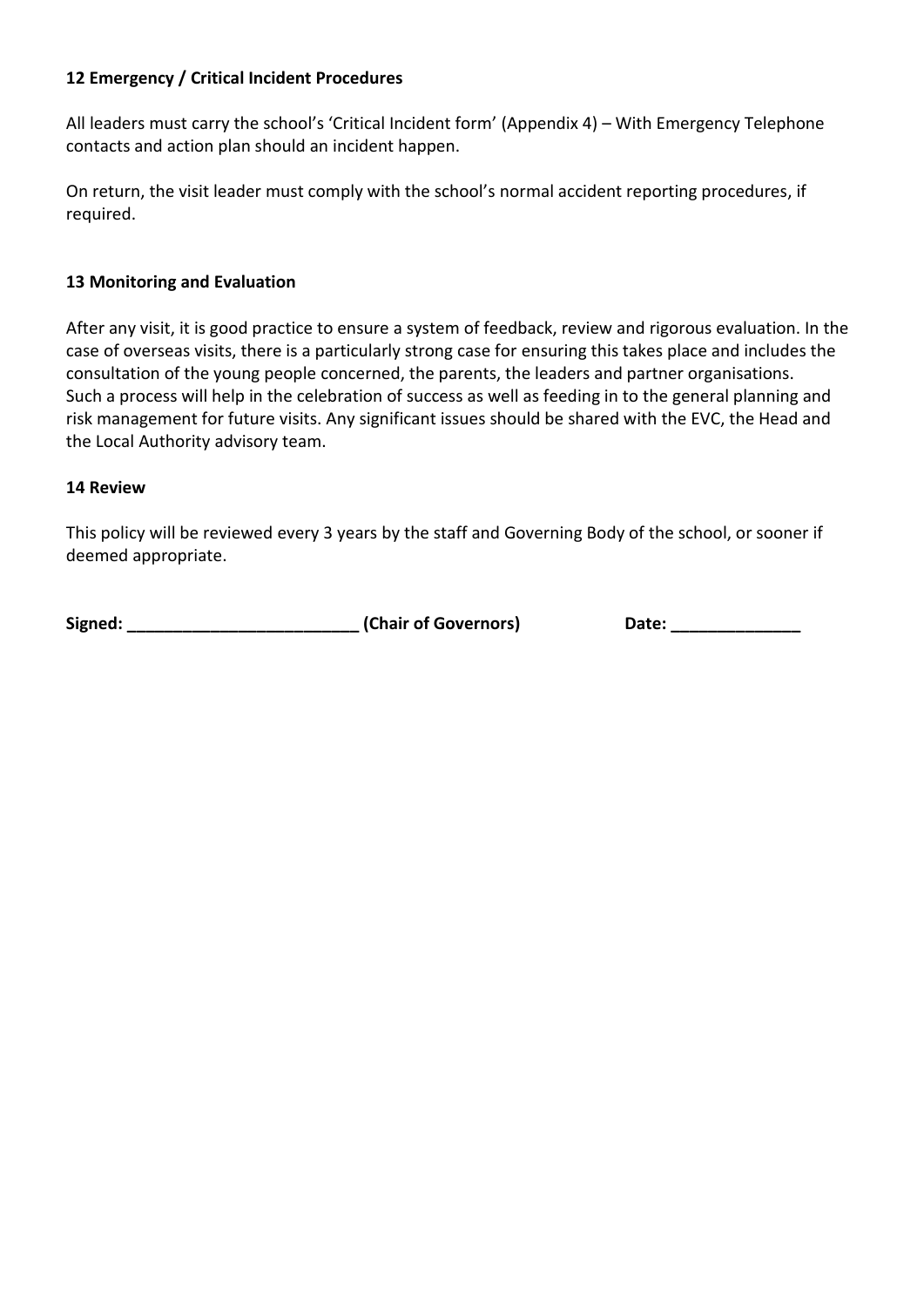### 12 Emergency / Critical Incident Procedures

All leaders must carry the school's 'Critical Incident form' (Appendix 4) – With Emergency Telephone contacts and action plan should an incident happen.

On return, the visit leader must comply with the school's normal accident reporting procedures, if required.

### 13 Monitoring and Evaluation

After any visit, it is good practice to ensure a system of feedback, review and rigorous evaluation. In the case of overseas visits, there is a particularly strong case for ensuring this takes place and includes the consultation of the young people concerned, the parents, the leaders and partner organisations. Such a process will help in the celebration of success as well as feeding in to the general planning and risk management for future visits. Any significant issues should be shared with the EVC, the Head and the Local Authority advisory team.

### 14 Review

This policy will be reviewed every 3 years by the staff and Governing Body of the school, or sooner if deemed appropriate.

**Signed: ________________________ (Chair of Governors)　　　　Date: ______________**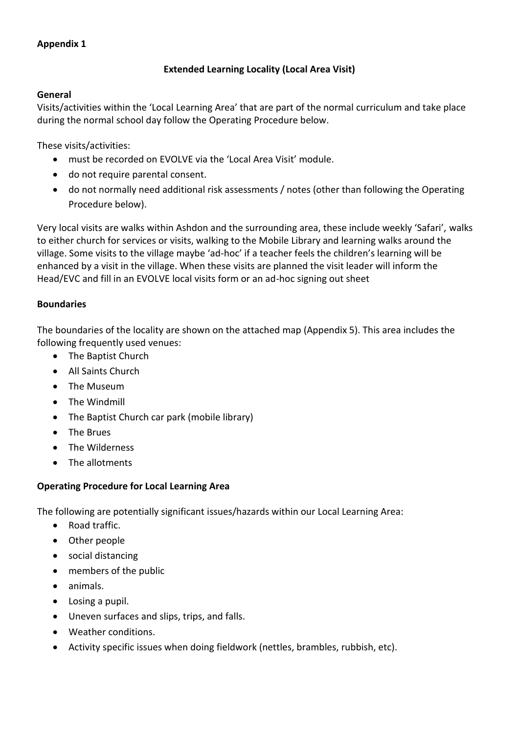**Appendix 1**

**Extended Learning Locality (Local Area Visit)**

**General**

Visits/activities within the 'Local Learning Area' that are part of the normal curriculum and take place during the normal school day follow the Operating Procedure below.

These visits/activities:

- must be recorded on EVOLVE via the 'Local Area Visit' module.
- do not require parental consent.
- do not normally need additional risk assessments / notes (other than following the Operating Procedure below).

Very local visits are walks within Ashdon and the surrounding area, these include weekly 'Safari', walks to either church for services or visits, walking to the Mobile Library and learning walks around the village. Some visits to the village maybe 'ad-hoc' if a teacher feels the children's learning will be enhanced by a visit in the village. When these visits are planned the visit leader will inform the Head/EVC and fill in an EVOLVE local visits form or an ad-hoc signing out sheet

**Boundaries**

The boundaries of the locality are shown on the attached map (Appendix 5). This area includes the following frequently used venues:

- The Baptist Church
- All Saints Church
- The Museum
- The Windmill
- The Baptist Church car park (mobile library)
- The Brues
- The Wilderness
- The allotments

**Operating Procedure for Local Learning Area**

The following are potentially significant issues/hazards within our Local Learning Area:

- Road traffic.
- Other people
- social distancing
- members of the public
- animals.
- Losing a pupil.
- Uneven surfaces and slips, trips, and falls.
- Weather conditions.
- Activity specific issues when doing fieldwork (nettles, brambles, rubbish, etc).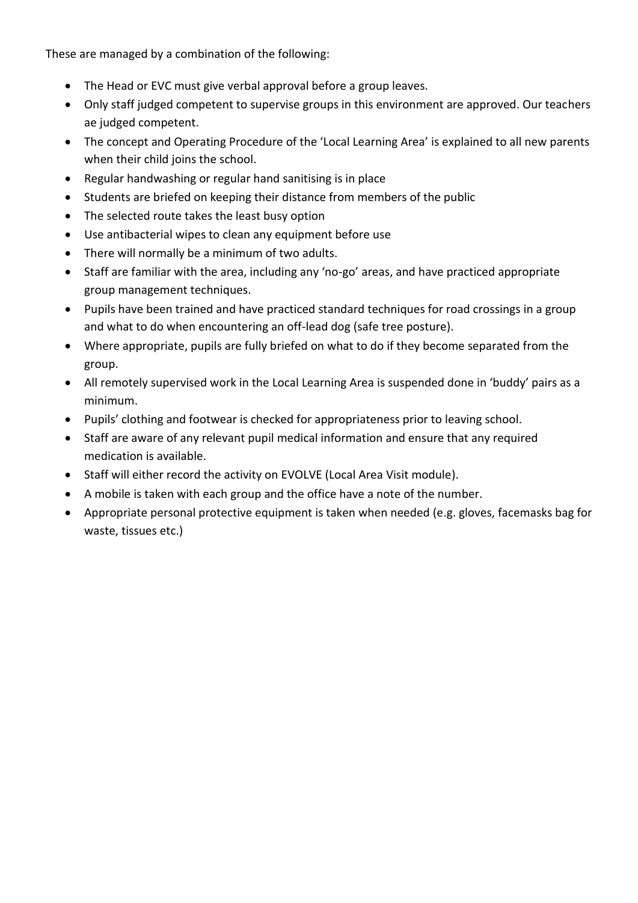These are managed by a combination of the following:

- The Head or EVC must give verbal approval before a group leaves.
- Only staff judged competent to supervise groups in this environment are approved. Our teachers ae judged competent.
- The concept and Operating Procedure of the 'Local Learning Area' is explained to all new parents when their child joins the school.
- Regular handwashing or regular hand sanitising is in place
- Students are briefed on keeping their distance from members of the public
- The selected route takes the least busy option
- Use antibacterial wipes to clean any equipment before use
- There will normally be a minimum of two adults.
- Staff are familiar with the area, including any 'no-go' areas, and have practiced appropriate group management techniques.
- Pupils have been trained and have practiced standard techniques for road crossings in a group and what to do when encountering an off-lead dog (safe tree posture).
- Where appropriate, pupils are fully briefed on what to do if they become separated from the group.
- All remotely supervised work in the Local Learning Area is suspended done in 'buddy' pairs as a minimum.
- Pupils' clothing and footwear is checked for appropriateness prior to leaving school.
- Staff are aware of any relevant pupil medical information and ensure that any required medication is available.
- Staff will either record the activity on EVOLVE (Local Area Visit module).
- A mobile is taken with each group and the office have a note of the number.
- Appropriate personal protective equipment is taken when needed (e.g. gloves, facemasks bag for waste, tissues etc.)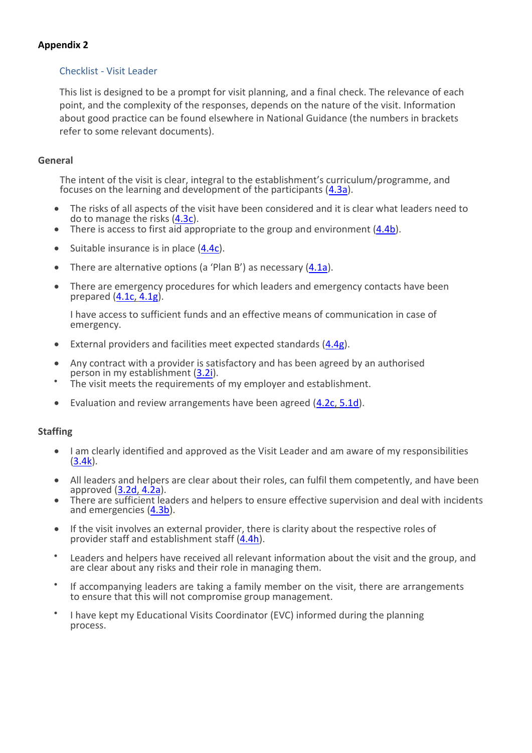**Appendix 2**

## Checklist - Visit Leader

This list is designed to be a prompt for visit planning, and a final check. The relevance of each point, and the complexity of the responses, depends on the nature of the visit. Information about good practice can be found elsewhere in National Guidance (the numbers in brackets refer to some relevant documents).

### General

The intent of the visit is clear, integral to the establishment's curriculum/programme, and focuses on the learning and development of the participants (4.3a).

- The risks of all aspects of the visit have been considered and it is clear what leaders need to do to manage the risks (4.3c).
- There is access to first aid appropriate to the group and environment (4.4b).
- Suitable insurance is in place (4.4c).
- There are alternative options (a 'Plan B') as necessary (4.1a).
- There are emergency procedures for which leaders and emergency contacts have been prepared (4.1c, 4.1g).

  I have access to sufficient funds and an effective means of communication in case of emergency.
- External providers and facilities meet expected standards (4.4g).
- Any contract with a provider is satisfactory and has been agreed by an authorised person in my establishment (3.2i).
- The visit meets the requirements of my employer and establishment.
- Evaluation and review arrangements have been agreed (4.2c, 5.1d).

### Staffing

- I am clearly identified and approved as the Visit Leader and am aware of my responsibilities (3.4k).
- All leaders and helpers are clear about their roles, can fulfil them competently, and have been approved (3.2d, 4.2a).
- There are sufficient leaders and helpers to ensure effective supervision and deal with incidents and emergencies (4.3b).
- If the visit involves an external provider, there is clarity about the respective roles of provider staff and establishment staff (4.4h).
- Leaders and helpers have received all relevant information about the visit and the group, and are clear about any risks and their role in managing them.
- If accompanying leaders are taking a family member on the visit, there are arrangements to ensure that this will not compromise group management.
- I have kept my Educational Visits Coordinator (EVC) informed during the planning process.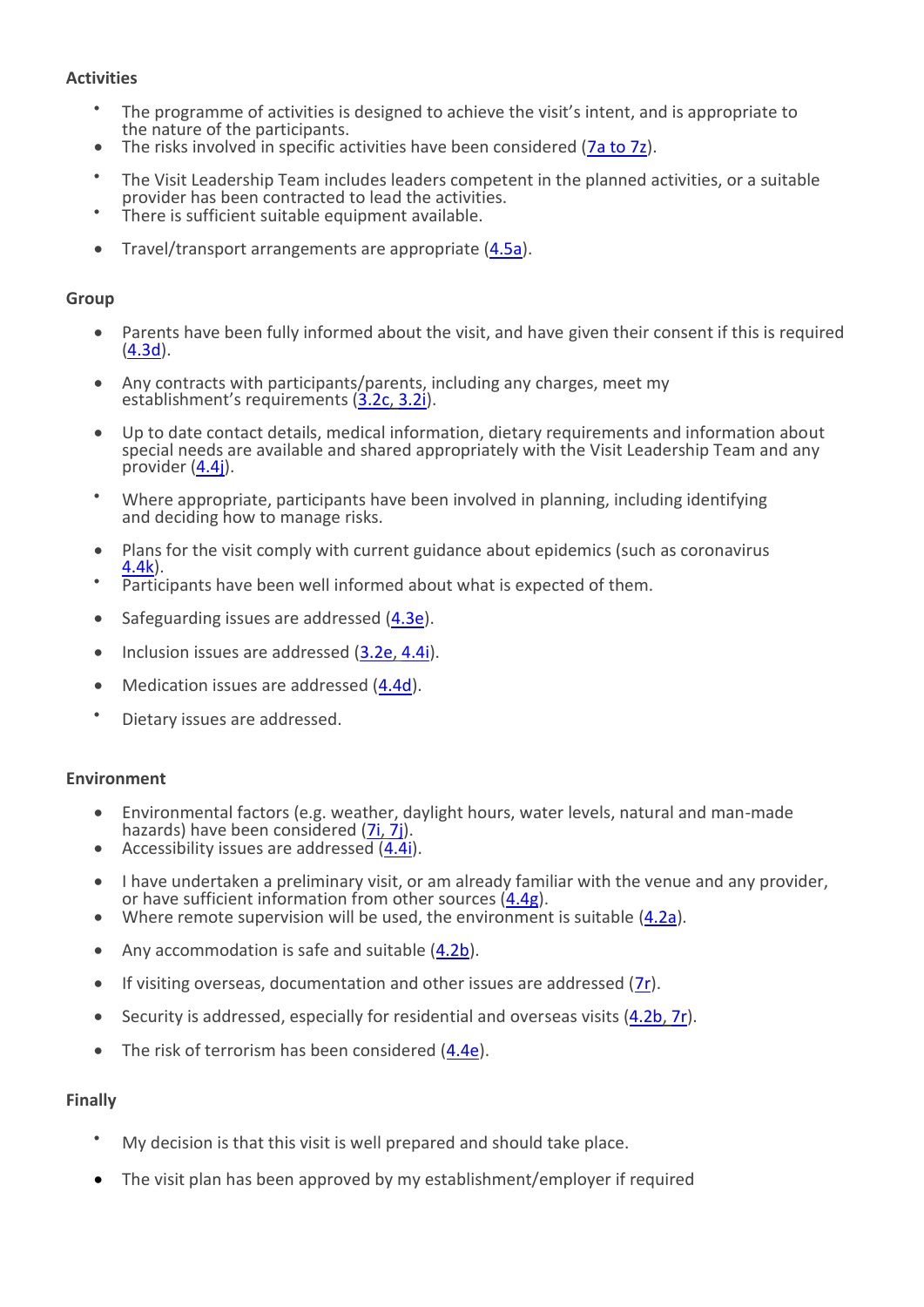**Activities**

- The programme of activities is designed to achieve the visit's intent, and is appropriate to the nature of the participants.
- The risks involved in specific activities have been considered (7a to 7z).
- The Visit Leadership Team includes leaders competent in the planned activities, or a suitable provider has been contracted to lead the activities.
- There is sufficient suitable equipment available.
- Travel/transport arrangements are appropriate (4.5a).

**Group**

- Parents have been fully informed about the visit, and have given their consent if this is required (4.3d).
- Any contracts with participants/parents, including any charges, meet my establishment's requirements (3.2c, 3.2i).
- Up to date contact details, medical information, dietary requirements and information about special needs are available and shared appropriately with the Visit Leadership Team and any provider (4.4j).
- Where appropriate, participants have been involved in planning, including identifying and deciding how to manage risks.
- Plans for the visit comply with current guidance about epidemics (such as coronavirus 4.4k).
- Participants have been well informed about what is expected of them.
- Safeguarding issues are addressed (4.3e).
- Inclusion issues are addressed (3.2e, 4.4i).
- Medication issues are addressed (4.4d).
- Dietary issues are addressed.

**Environment**

- Environmental factors (e.g. weather, daylight hours, water levels, natural and man-made hazards) have been considered (7i, 7j).
- Accessibility issues are addressed (4.4i).
- I have undertaken a preliminary visit, or am already familiar with the venue and any provider, or have sufficient information from other sources (4.4g).
- Where remote supervision will be used, the environment is suitable (4.2a).
- Any accommodation is safe and suitable (4.2b).
- If visiting overseas, documentation and other issues are addressed (7r).
- Security is addressed, especially for residential and overseas visits (4.2b, 7r).
- The risk of terrorism has been considered (4.4e).

**Finally**

- My decision is that this visit is well prepared and should take place.
- The visit plan has been approved by my establishment/employer if required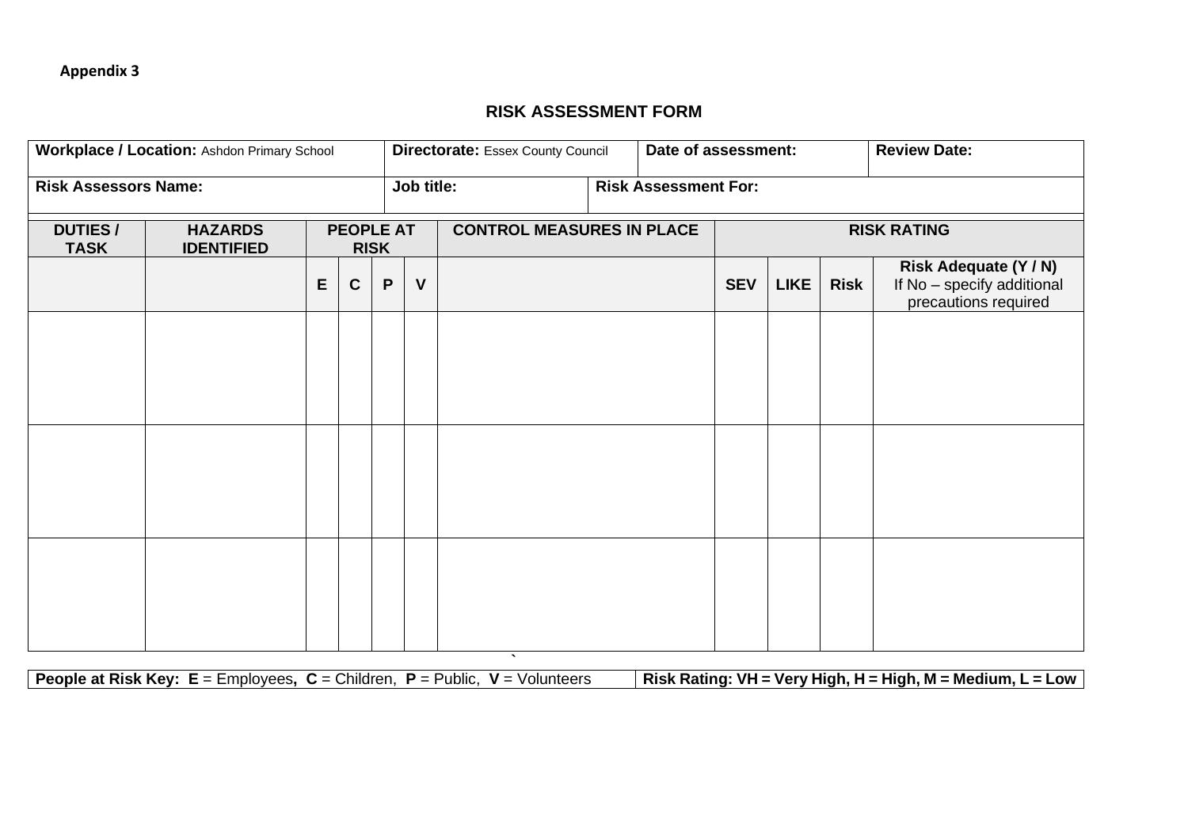**Appendix 3**

## RISK ASSESSMENT FORM

| **Workplace / Location:** Ashdon Primary School | **Directorate:** Essex County Council | **Date of assessment:** | **Review Date:** |
|---|---|---|---|
| **Risk Assessors Name:** | **Job title:** | **Risk Assessment For:** | |

| **DUTIES / TASK** | **HAZARDS IDENTIFIED** | **PEOPLE AT RISK** | | | | **CONTROL MEASURES IN PLACE** | **RISK RATING** | | | |
|---|---|---|---|---|---|---|---|---|---|---|
| | | **E** | **C** | **P** | **V** | | **SEV** | **LIKE** | **Risk** | **Risk Adequate (Y / N)** If No – specify additional precautions required |
| | | | | | | | | | | |
| | | | | | | | | | | |
| | | | | | | | | | | |

| **People at Risk Key: E** = Employees**, C** = Children, **P** = Public, **V** = Volunteers | **Risk Rating: VH = Very High, H = High, M = Medium, L = Low** |
|---|---|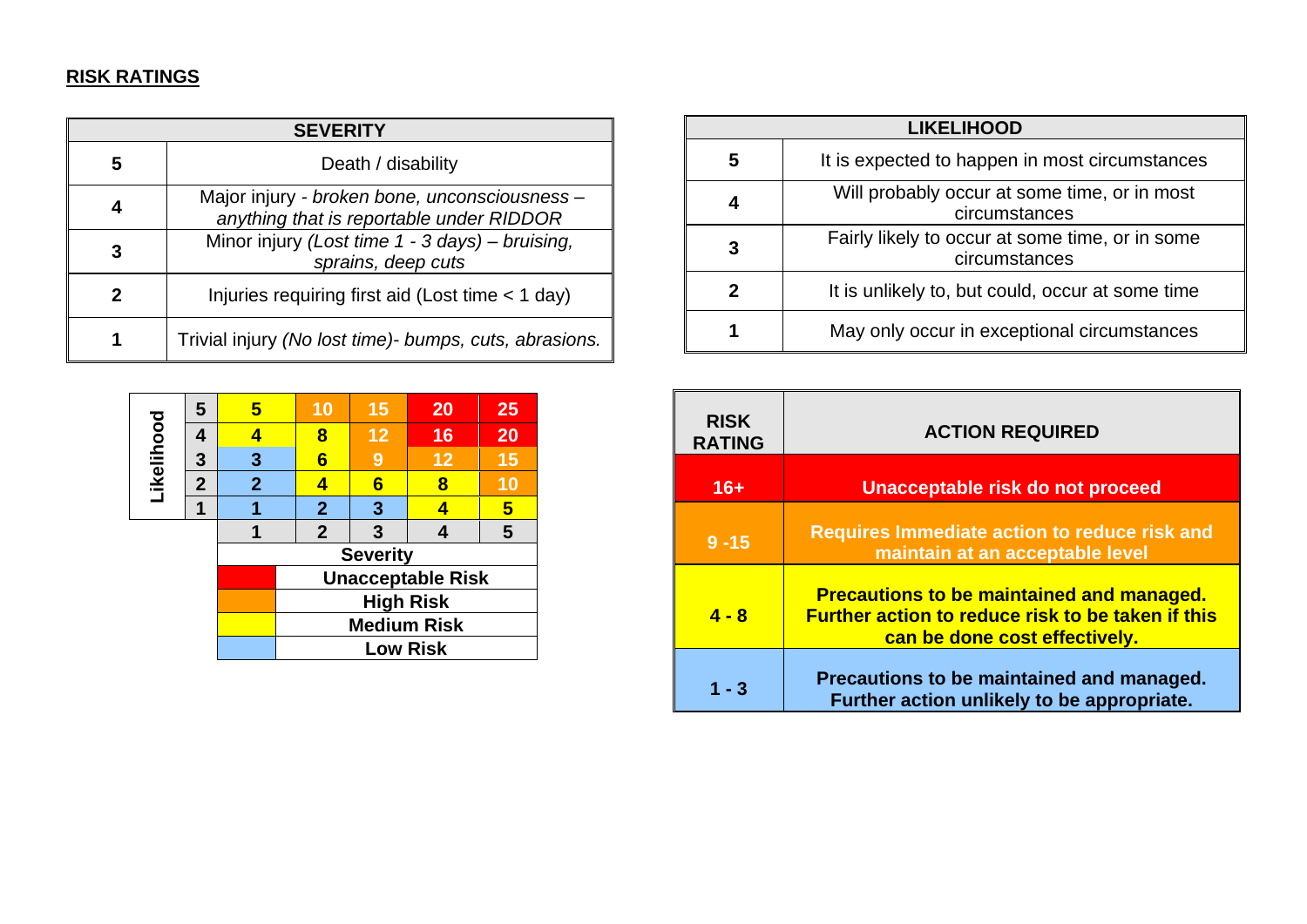**RISK RATINGS**

| SEVERITY | |
|---|---|
| **5** | Death / disability |
| **4** | Major injury - *broken bone, unconsciousness – anything that is reportable under RIDDOR* |
| **3** | Minor injury *(Lost time 1 - 3 days) – bruising, sprains, deep cuts* |
| **2** | Injuries requiring first aid (Lost time < 1 day) |
| **1** | Trivial injury *(No lost time)- bumps, cuts, abrasions.* |

| LIKELIHOOD | |
|---|---|
| **5** | It is expected to happen in most circumstances |
| **4** | Will probably occur at some time, or in most circumstances |
| **3** | Fairly likely to occur at some time, or in some circumstances |
| **2** | It is unlikely to, but could, occur at some time |
| **1** | May only occur in exceptional circumstances |

| Likelihood | Severity 1 | Severity 2 | Severity 3 | Severity 4 | Severity 5 |
|---|---|---|---|---|---|
| **5** | **5** | **10** | **15** | **20** | **25** |
| **4** | **4** | **8** | **12** | **16** | **20** |
| **3** | **3** | **6** | **9** | **12** | **15** |
| **2** | **2** | **4** | **6** | **8** | **10** |
| **1** | **1** | **2** | **3** | **4** | **5** |

| Colour | Key |
|---|---|
| Red | **Unacceptable Risk** |
| Orange | **High Risk** |
| Yellow | **Medium Risk** |
| Blue | **Low Risk** |

| RISK RATING | ACTION REQUIRED |
|---|---|
| **16+** | **Unacceptable risk do not proceed** |
| **9 -15** | **Requires Immediate action to reduce risk and maintain at an acceptable level** |
| **4 - 8** | **Precautions to be maintained and managed. Further action to reduce risk to be taken if this can be done cost effectively.** |
| **1 - 3** | **Precautions to be maintained and managed. Further action unlikely to be appropriate.** |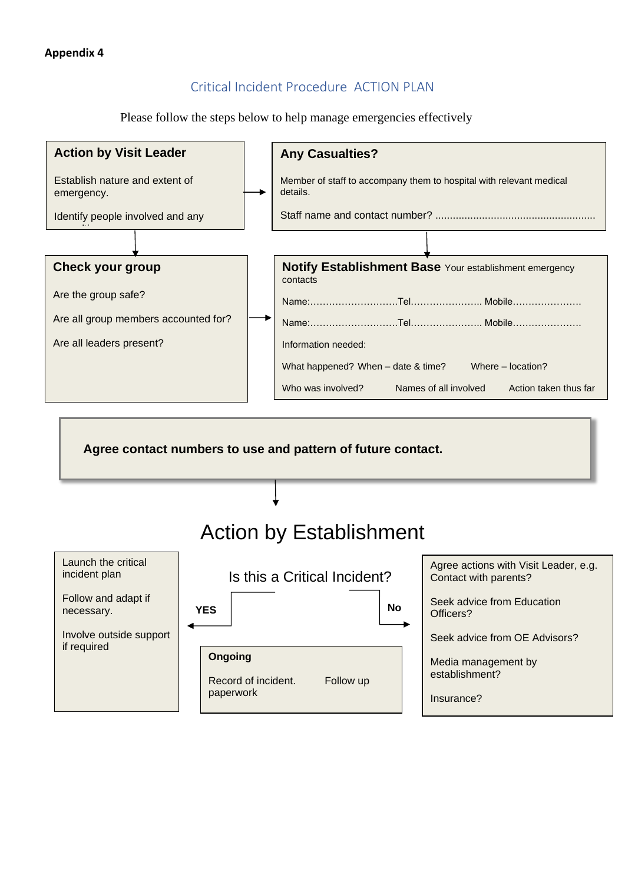**Appendix 4**

## Critical Incident Procedure ACTION PLAN

Please follow the steps below to help manage emergencies effectively

### Action by Visit Leader

Establish nature and extent of emergency.

Identify people involved and any

### Any Casualties?

Member of staff to accompany them to hospital with relevant medical details.

Staff name and contact number? .......................................................

### Check your group

Are the group safe?

Are all group members accounted for?

Are all leaders present?

### Notify Establishment Base

Your establishment emergency contacts

Name:………………………….Tel…………………… Mobile…………………

Name:………………………….Tel…………………… Mobile…………………

Information needed:

What happened? When – date & time? Where – location?

Who was involved? Names of all involved Action taken thus far

**Agree contact numbers to use and pattern of future contact.**

# Action by Establishment

Is this a Critical Incident?

**YES**

Launch the critical incident plan

Follow and adapt if necessary.

Involve outside support if required

**No**

Agree actions with Visit Leader, e.g. Contact with parents?

Seek advice from Education Officers?

Seek advice from OE Advisors?

Media management by establishment?

Insurance?

**Ongoing**

Record of incident. paperwork

Follow up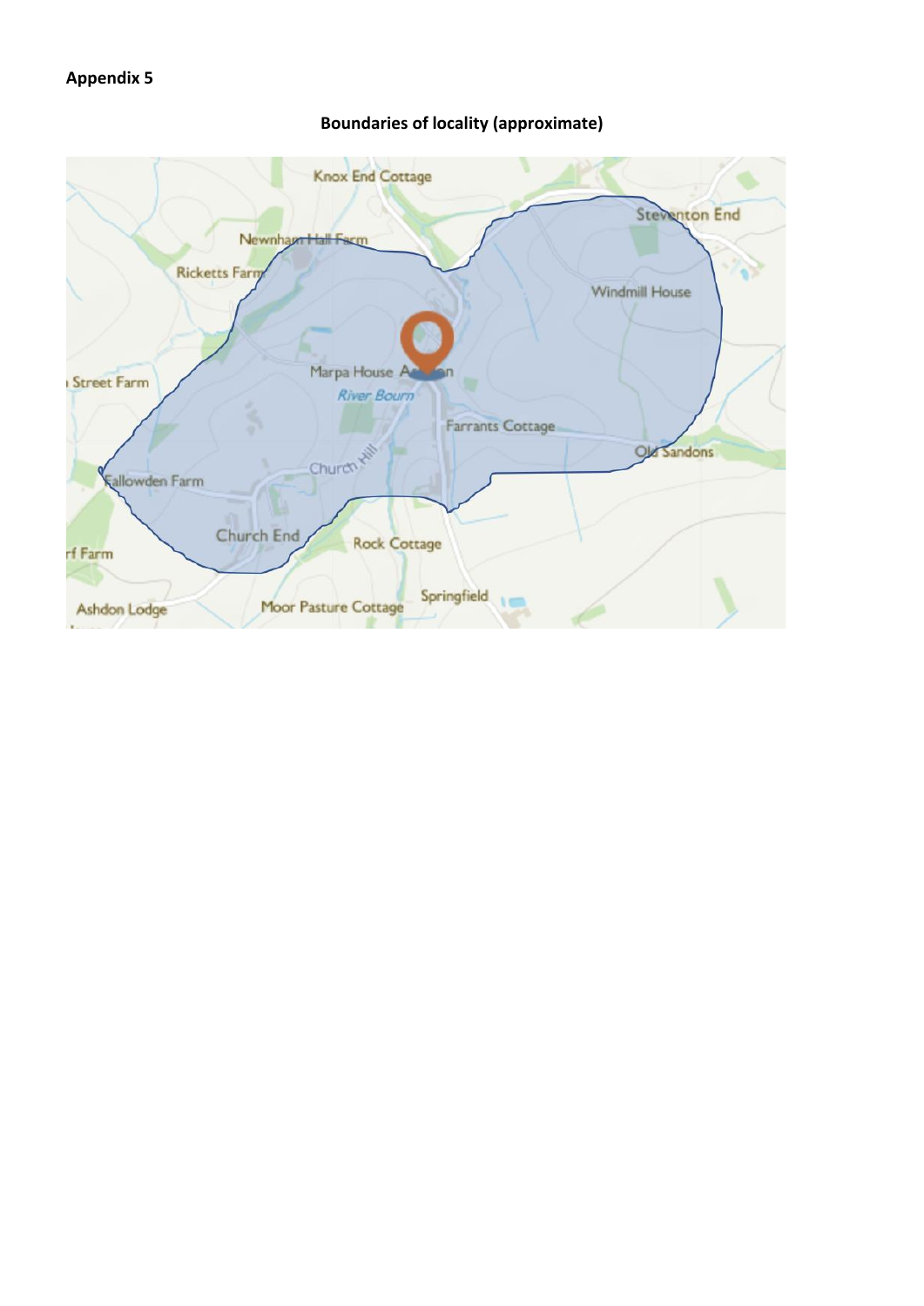**Appendix 5**

**Boundaries of locality (approximate)**

Knox End Cottage
Steventon End
Newnham Hall Farm
Ricketts Farm
Windmill House
Street Farm
Marpa House
River Bourn
Farrants Cottage
Old Sandons
Church Hill
Fallowden Farm
Church End
Rock Cottage
rf Farm
Ashdon Lodge
Moor Pasture Cottage
Springfield